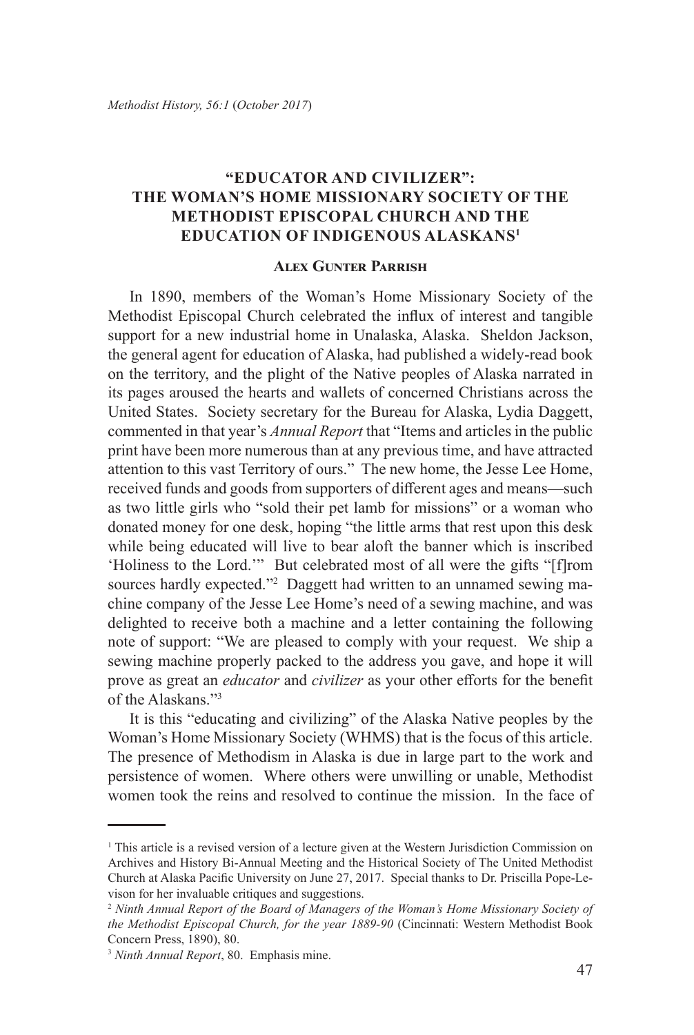# "EDUCATOR AND CIVILIZER": THE WOMAN'S HOME MISSIONARY SOCIETY OF THE METHODIST EPISCOPAL CHURCH AND THE EDUCATION OF INDIGENOUS ALASKANS[1]

**Alex Gunter Parrish**

In 1890, members of the Woman's Home Missionary Society of the Methodist Episcopal Church celebrated the influx of interest and tangible support for a new industrial home in Unalaska, Alaska. Sheldon Jackson, the general agent for education of Alaska, had published a widely-read book on the territory, and the plight of the Native peoples of Alaska narrated in its pages aroused the hearts and wallets of concerned Christians across the United States. Society secretary for the Bureau for Alaska, Lydia Daggett, commented in that year's *Annual Report* that "Items and articles in the public print have been more numerous than at any previous time, and have attracted attention to this vast Territory of ours." The new home, the Jesse Lee Home, received funds and goods from supporters of different ages and means—such as two little girls who "sold their pet lamb for missions" or a woman who donated money for one desk, hoping "the little arms that rest upon this desk while being educated will live to bear aloft the banner which is inscribed 'Holiness to the Lord.'" But celebrated most of all were the gifts "[f]rom sources hardly expected."[2] Daggett had written to an unnamed sewing machine company of the Jesse Lee Home's need of a sewing machine, and was delighted to receive both a machine and a letter containing the following note of support: "We are pleased to comply with your request. We ship a sewing machine properly packed to the address you gave, and hope it will prove as great an *educator* and *civilizer* as your other efforts for the benefit of the Alaskans."[3]

It is this "educating and civilizing" of the Alaska Native peoples by the Woman's Home Missionary Society (WHMS) that is the focus of this article. The presence of Methodism in Alaska is due in large part to the work and persistence of women. Where others were unwilling or unable, Methodist women took the reins and resolved to continue the mission. In the face of

---

[1] This article is a revised version of a lecture given at the Western Jurisdiction Commission on Archives and History Bi-Annual Meeting and the Historical Society of The United Methodist Church at Alaska Pacific University on June 27, 2017. Special thanks to Dr. Priscilla Pope-Levison for her invaluable critiques and suggestions.

[2] *Ninth Annual Report of the Board of Managers of the Woman's Home Missionary Society of the Methodist Episcopal Church, for the year 1889-90* (Cincinnati: Western Methodist Book Concern Press, 1890), 80.

[3] *Ninth Annual Report*, 80. Emphasis mine.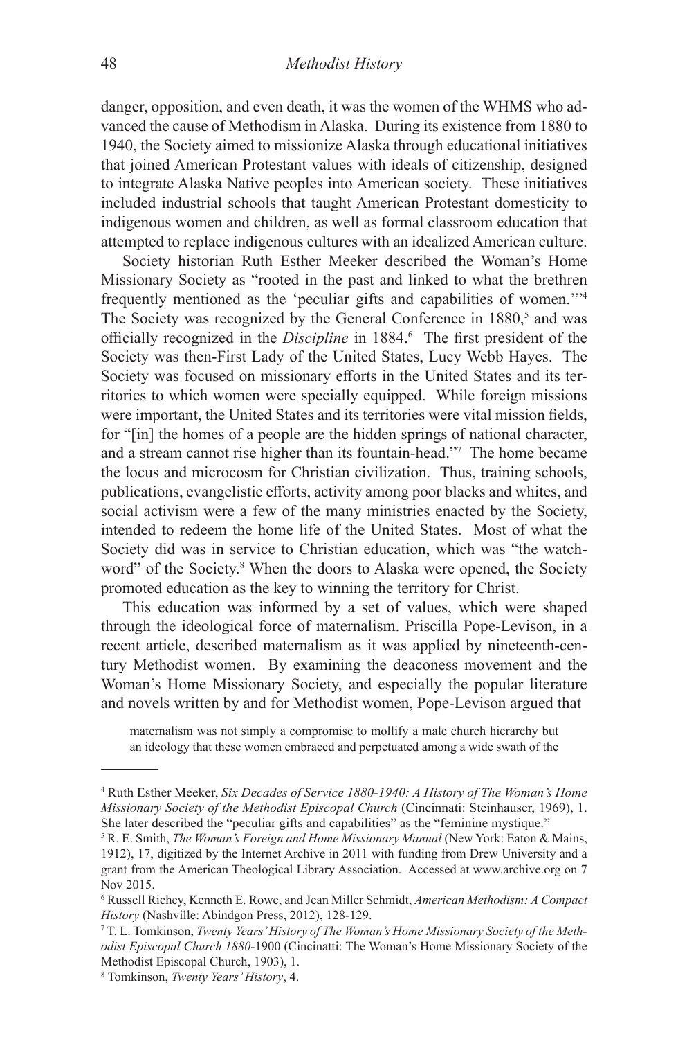danger, opposition, and even death, it was the women of the WHMS who advanced the cause of Methodism in Alaska. During its existence from 1880 to 1940, the Society aimed to missionize Alaska through educational initiatives that joined American Protestant values with ideals of citizenship, designed to integrate Alaska Native peoples into American society. These initiatives included industrial schools that taught American Protestant domesticity to indigenous women and children, as well as formal classroom education that attempted to replace indigenous cultures with an idealized American culture.

Society historian Ruth Esther Meeker described the Woman's Home Missionary Society as "rooted in the past and linked to what the brethren frequently mentioned as the 'peculiar gifts and capabilities of women.'"[4] The Society was recognized by the General Conference in 1880,[5] and was officially recognized in the *Discipline* in 1884.[6] The first president of the Society was then-First Lady of the United States, Lucy Webb Hayes. The Society was focused on missionary efforts in the United States and its territories to which women were specially equipped. While foreign missions were important, the United States and its territories were vital mission fields, for "[in] the homes of a people are the hidden springs of national character, and a stream cannot rise higher than its fountain-head."[7] The home became the locus and microcosm for Christian civilization. Thus, training schools, publications, evangelistic efforts, activity among poor blacks and whites, and social activism were a few of the many ministries enacted by the Society, intended to redeem the home life of the United States. Most of what the Society did was in service to Christian education, which was "the watchword" of the Society.[8] When the doors to Alaska were opened, the Society promoted education as the key to winning the territory for Christ.

This education was informed by a set of values, which were shaped through the ideological force of maternalism. Priscilla Pope-Levison, in a recent article, described maternalism as it was applied by nineteenth-century Methodist women. By examining the deaconess movement and the Woman's Home Missionary Society, and especially the popular literature and novels written by and for Methodist women, Pope-Levison argued that

> maternalism was not simply a compromise to mollify a male church hierarchy but an ideology that these women embraced and perpetuated among a wide swath of the

---

[4] Ruth Esther Meeker, *Six Decades of Service 1880-1940: A History of The Woman's Home Missionary Society of the Methodist Episcopal Church* (Cincinnati: Steinhauser, 1969), 1. She later described the "peculiar gifts and capabilities" as the "feminine mystique."

[5] R. E. Smith, *The Woman's Foreign and Home Missionary Manual* (New York: Eaton & Mains, 1912), 17, digitized by the Internet Archive in 2011 with funding from Drew University and a grant from the American Theological Library Association. Accessed at www.archive.org on 7 Nov 2015.

[6] Russell Richey, Kenneth E. Rowe, and Jean Miller Schmidt, *American Methodism: A Compact History* (Nashville: Abindgon Press, 2012), 128-129.

[7] T. L. Tomkinson, *Twenty Years' History of The Woman's Home Missionary Society of the Methodist Episcopal Church 1880*-1900 (Cincinatti: The Woman's Home Missionary Society of the Methodist Episcopal Church, 1903), 1.

[8] Tomkinson, *Twenty Years' History*, 4.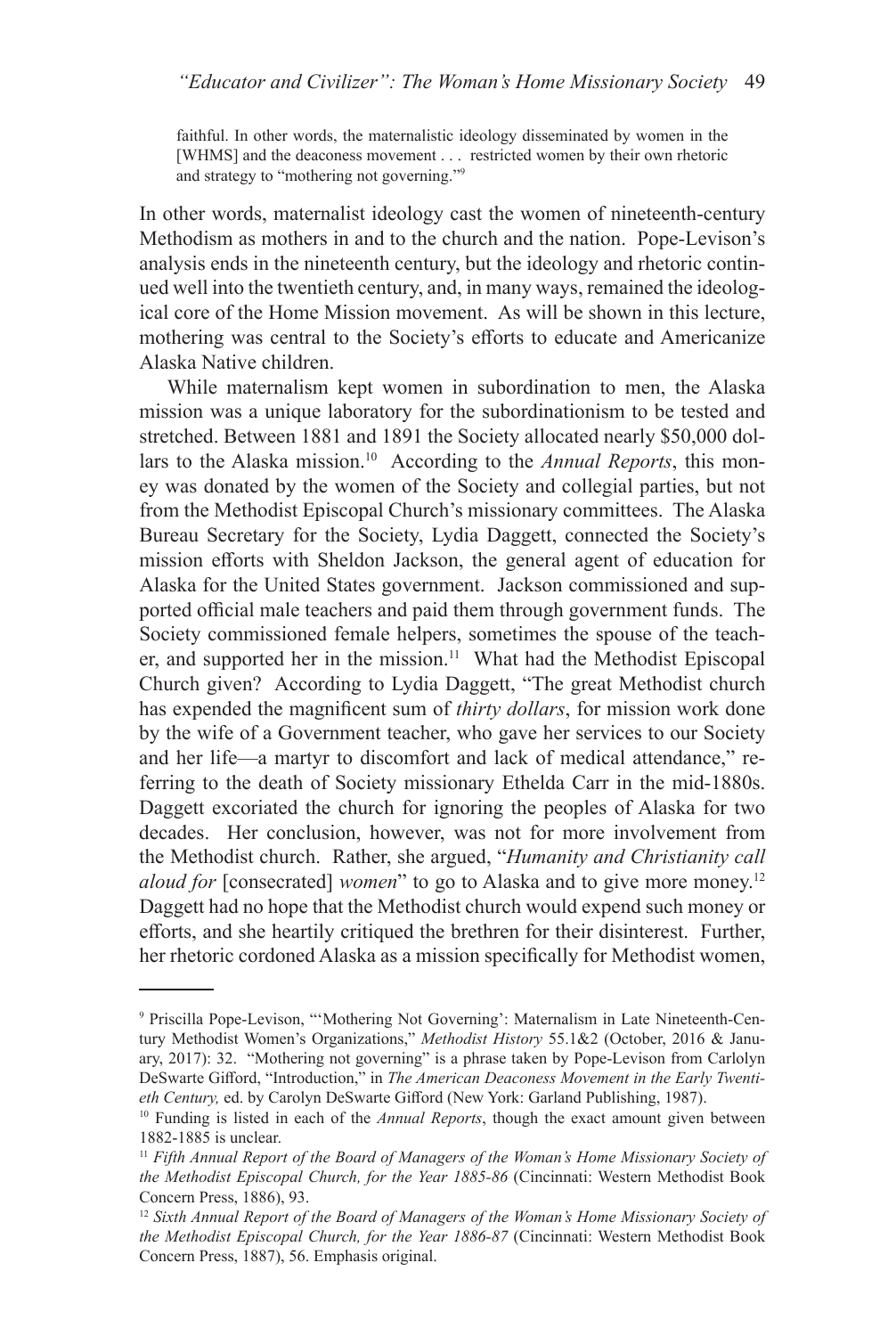> faithful. In other words, the maternalistic ideology disseminated by women in the [WHMS] and the deaconess movement . . . restricted women by their own rhetoric and strategy to "mothering not governing."[9]

In other words, maternalist ideology cast the women of nineteenth-century Methodism as mothers in and to the church and the nation. Pope-Levison's analysis ends in the nineteenth century, but the ideology and rhetoric continued well into the twentieth century, and, in many ways, remained the ideological core of the Home Mission movement. As will be shown in this lecture, mothering was central to the Society's efforts to educate and Americanize Alaska Native children.

While maternalism kept women in subordination to men, the Alaska mission was a unique laboratory for the subordinationism to be tested and stretched. Between 1881 and 1891 the Society allocated nearly $50,000 dollars to the Alaska mission.[10] According to the *Annual Reports*, this money was donated by the women of the Society and collegial parties, but not from the Methodist Episcopal Church's missionary committees. The Alaska Bureau Secretary for the Society, Lydia Daggett, connected the Society's mission efforts with Sheldon Jackson, the general agent of education for Alaska for the United States government. Jackson commissioned and supported official male teachers and paid them through government funds. The Society commissioned female helpers, sometimes the spouse of the teacher, and supported her in the mission.[11] What had the Methodist Episcopal Church given? According to Lydia Daggett, "The great Methodist church has expended the magnificent sum of *thirty dollars*, for mission work done by the wife of a Government teacher, who gave her services to our Society and her life—a martyr to discomfort and lack of medical attendance," referring to the death of Society missionary Ethelda Carr in the mid-1880s. Daggett excoriated the church for ignoring the peoples of Alaska for two decades. Her conclusion, however, was not for more involvement from the Methodist church. Rather, she argued, "*Humanity and Christianity call aloud for* [consecrated] *women*" to go to Alaska and to give more money.[12] Daggett had no hope that the Methodist church would expend such money or efforts, and she heartily critiqued the brethren for their disinterest. Further, her rhetoric cordoned Alaska as a mission specifically for Methodist women,

---

[9] Priscilla Pope-Levison, "'Mothering Not Governing': Maternalism in Late Nineteenth-Century Methodist Women's Organizations," *Methodist History* 55.1&2 (October, 2016 & January, 2017): 32. "Mothering not governing" is a phrase taken by Pope-Levison from Carlolyn DeSwarte Gifford, "Introduction," in *The American Deaconess Movement in the Early Twentieth Century,* ed. by Carolyn DeSwarte Gifford (New York: Garland Publishing, 1987).

[10] Funding is listed in each of the *Annual Reports*, though the exact amount given between 1882-1885 is unclear.

[11] *Fifth Annual Report of the Board of Managers of the Woman's Home Missionary Society of the Methodist Episcopal Church, for the Year 1885-86* (Cincinnati: Western Methodist Book Concern Press, 1886), 93.

[12] *Sixth Annual Report of the Board of Managers of the Woman's Home Missionary Society of the Methodist Episcopal Church, for the Year 1886-87* (Cincinnati: Western Methodist Book Concern Press, 1887), 56. Emphasis original.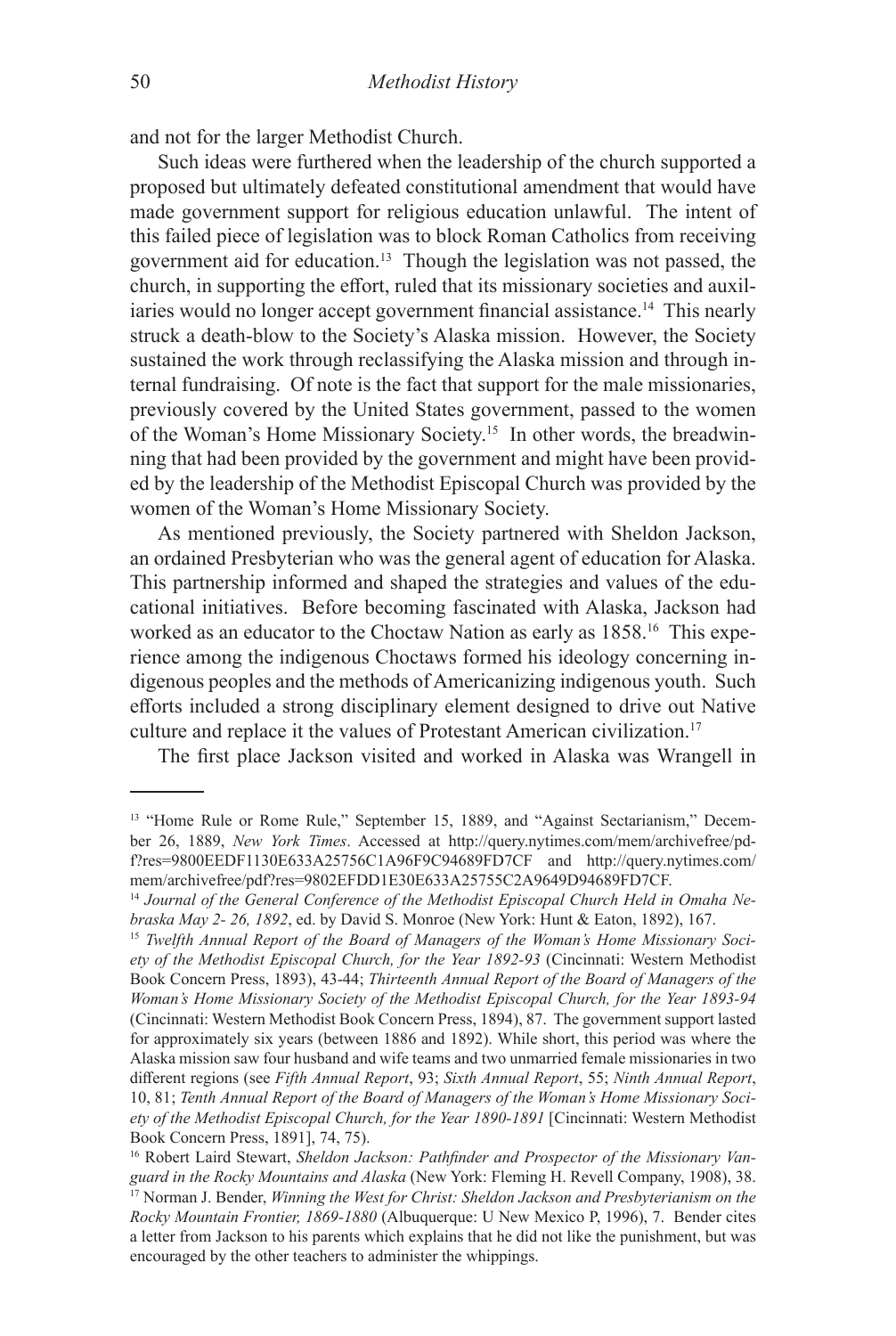and not for the larger Methodist Church.

Such ideas were furthered when the leadership of the church supported a proposed but ultimately defeated constitutional amendment that would have made government support for religious education unlawful. The intent of this failed piece of legislation was to block Roman Catholics from receiving government aid for education.[13] Though the legislation was not passed, the church, in supporting the effort, ruled that its missionary societies and auxiliaries would no longer accept government financial assistance.[14] This nearly struck a death-blow to the Society's Alaska mission. However, the Society sustained the work through reclassifying the Alaska mission and through internal fundraising. Of note is the fact that support for the male missionaries, previously covered by the United States government, passed to the women of the Woman's Home Missionary Society.[15] In other words, the breadwinning that had been provided by the government and might have been provided by the leadership of the Methodist Episcopal Church was provided by the women of the Woman's Home Missionary Society.

As mentioned previously, the Society partnered with Sheldon Jackson, an ordained Presbyterian who was the general agent of education for Alaska. This partnership informed and shaped the strategies and values of the educational initiatives. Before becoming fascinated with Alaska, Jackson had worked as an educator to the Choctaw Nation as early as 1858.[16] This experience among the indigenous Choctaws formed his ideology concerning indigenous peoples and the methods of Americanizing indigenous youth. Such efforts included a strong disciplinary element designed to drive out Native culture and replace it the values of Protestant American civilization.[17]

The first place Jackson visited and worked in Alaska was Wrangell in

---

[13] "Home Rule or Rome Rule," September 15, 1889, and "Against Sectarianism," December 26, 1889, *New York Times*. Accessed at http://query.nytimes.com/mem/archivefree/pdf?res=9800EEDF1130E633A25756C1A96F9C94689FD7CF and http://query.nytimes.com/mem/archivefree/pdf?res=9802EFDD1E30E633A25755C2A9649D94689FD7CF.

[14] *Journal of the General Conference of the Methodist Episcopal Church Held in Omaha Nebraska May 2- 26, 1892*, ed. by David S. Monroe (New York: Hunt & Eaton, 1892), 167.

[15] *Twelfth Annual Report of the Board of Managers of the Woman's Home Missionary Society of the Methodist Episcopal Church, for the Year 1892-93* (Cincinnati: Western Methodist Book Concern Press, 1893), 43-44; *Thirteenth Annual Report of the Board of Managers of the Woman's Home Missionary Society of the Methodist Episcopal Church, for the Year 1893-94* (Cincinnati: Western Methodist Book Concern Press, 1894), 87. The government support lasted for approximately six years (between 1886 and 1892). While short, this period was where the Alaska mission saw four husband and wife teams and two unmarried female missionaries in two different regions (see *Fifth Annual Report*, 93; *Sixth Annual Report*, 55; *Ninth Annual Report*, 10, 81; *Tenth Annual Report of the Board of Managers of the Woman's Home Missionary Society of the Methodist Episcopal Church, for the Year 1890-1891* [Cincinnati: Western Methodist Book Concern Press, 1891], 74, 75).

[16] Robert Laird Stewart, *Sheldon Jackson: Pathfinder and Prospector of the Missionary Vanguard in the Rocky Mountains and Alaska* (New York: Fleming H. Revell Company, 1908), 38.

[17] Norman J. Bender, *Winning the West for Christ: Sheldon Jackson and Presbyterianism on the Rocky Mountain Frontier, 1869-1880* (Albuquerque: U New Mexico P, 1996), 7. Bender cites a letter from Jackson to his parents which explains that he did not like the punishment, but was encouraged by the other teachers to administer the whippings.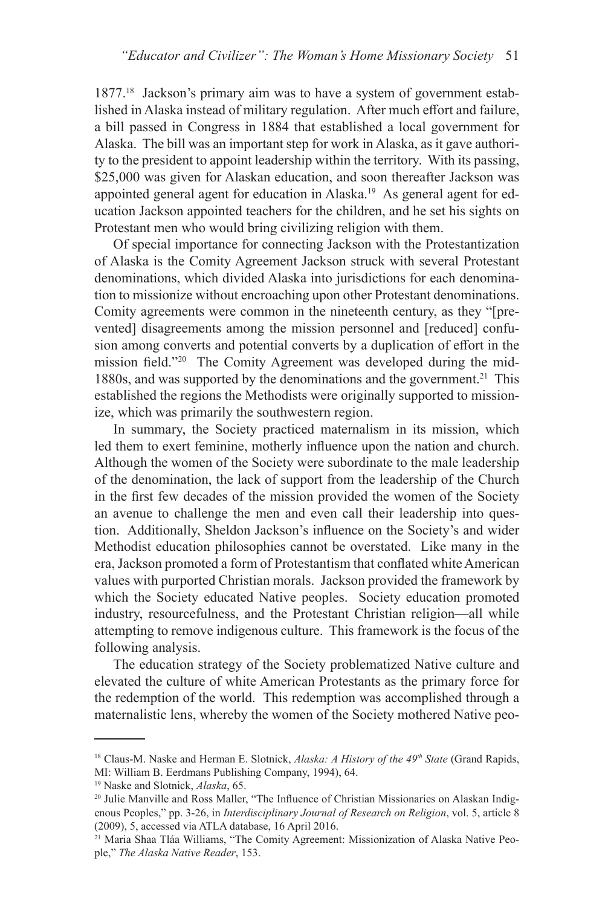1877.[18] Jackson's primary aim was to have a system of government established in Alaska instead of military regulation. After much effort and failure, a bill passed in Congress in 1884 that established a local government for Alaska. The bill was an important step for work in Alaska, as it gave authority to the president to appoint leadership within the territory. With its passing, $25,000 was given for Alaskan education, and soon thereafter Jackson was appointed general agent for education in Alaska.[19] As general agent for education Jackson appointed teachers for the children, and he set his sights on Protestant men who would bring civilizing religion with them.

Of special importance for connecting Jackson with the Protestantization of Alaska is the Comity Agreement Jackson struck with several Protestant denominations, which divided Alaska into jurisdictions for each denomination to missionize without encroaching upon other Protestant denominations. Comity agreements were common in the nineteenth century, as they "[prevented] disagreements among the mission personnel and [reduced] confusion among converts and potential converts by a duplication of effort in the mission field."[20] The Comity Agreement was developed during the mid-1880s, and was supported by the denominations and the government.[21] This established the regions the Methodists were originally supported to missionize, which was primarily the southwestern region.

In summary, the Society practiced maternalism in its mission, which led them to exert feminine, motherly influence upon the nation and church. Although the women of the Society were subordinate to the male leadership of the denomination, the lack of support from the leadership of the Church in the first few decades of the mission provided the women of the Society an avenue to challenge the men and even call their leadership into question. Additionally, Sheldon Jackson's influence on the Society's and wider Methodist education philosophies cannot be overstated. Like many in the era, Jackson promoted a form of Protestantism that conflated white American values with purported Christian morals. Jackson provided the framework by which the Society educated Native peoples. Society education promoted industry, resourcefulness, and the Protestant Christian religion—all while attempting to remove indigenous culture. This framework is the focus of the following analysis.

The education strategy of the Society problematized Native culture and elevated the culture of white American Protestants as the primary force for the redemption of the world. This redemption was accomplished through a maternalistic lens, whereby the women of the Society mothered Native peo-

---

[18] Claus-M. Naske and Herman E. Slotnick, *Alaska: A History of the 49th State* (Grand Rapids, MI: William B. Eerdmans Publishing Company, 1994), 64.

[19] Naske and Slotnick, *Alaska*, 65.

[20] Julie Manville and Ross Maller, "The Influence of Christian Missionaries on Alaskan Indigenous Peoples," pp. 3-26, in *Interdisciplinary Journal of Research on Religion*, vol. 5, article 8 (2009), 5, accessed via ATLA database, 16 April 2016.

[21] Maria Shaa Tláa Williams, "The Comity Agreement: Missionization of Alaska Native People," *The Alaska Native Reader*, 153.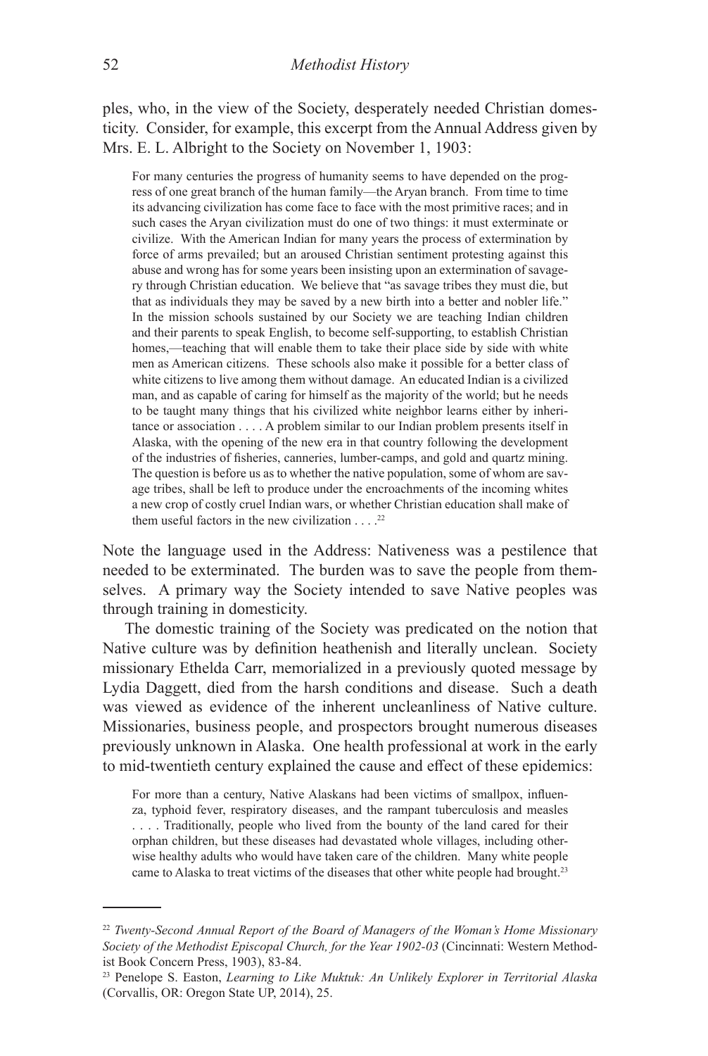ples, who, in the view of the Society, desperately needed Christian domesticity. Consider, for example, this excerpt from the Annual Address given by Mrs. E. L. Albright to the Society on November 1, 1903:

> For many centuries the progress of humanity seems to have depended on the progress of one great branch of the human family—the Aryan branch. From time to time its advancing civilization has come face to face with the most primitive races; and in such cases the Aryan civilization must do one of two things: it must exterminate or civilize. With the American Indian for many years the process of extermination by force of arms prevailed; but an aroused Christian sentiment protesting against this abuse and wrong has for some years been insisting upon an extermination of savagery through Christian education. We believe that "as savage tribes they must die, but that as individuals they may be saved by a new birth into a better and nobler life." In the mission schools sustained by our Society we are teaching Indian children and their parents to speak English, to become self-supporting, to establish Christian homes,—teaching that will enable them to take their place side by side with white men as American citizens. These schools also make it possible for a better class of white citizens to live among them without damage. An educated Indian is a civilized man, and as capable of caring for himself as the majority of the world; but he needs to be taught many things that his civilized white neighbor learns either by inheritance or association . . . . A problem similar to our Indian problem presents itself in Alaska, with the opening of the new era in that country following the development of the industries of fisheries, canneries, lumber-camps, and gold and quartz mining. The question is before us as to whether the native population, some of whom are savage tribes, shall be left to produce under the encroachments of the incoming whites a new crop of costly cruel Indian wars, or whether Christian education shall make of them useful factors in the new civilization . . . .[22]

Note the language used in the Address: Nativeness was a pestilence that needed to be exterminated. The burden was to save the people from themselves. A primary way the Society intended to save Native peoples was through training in domesticity.

The domestic training of the Society was predicated on the notion that Native culture was by definition heathenish and literally unclean. Society missionary Ethelda Carr, memorialized in a previously quoted message by Lydia Daggett, died from the harsh conditions and disease. Such a death was viewed as evidence of the inherent uncleanliness of Native culture. Missionaries, business people, and prospectors brought numerous diseases previously unknown in Alaska. One health professional at work in the early to mid-twentieth century explained the cause and effect of these epidemics:

> For more than a century, Native Alaskans had been victims of smallpox, influenza, typhoid fever, respiratory diseases, and the rampant tuberculosis and measles . . . . Traditionally, people who lived from the bounty of the land cared for their orphan children, but these diseases had devastated whole villages, including otherwise healthy adults who would have taken care of the children. Many white people came to Alaska to treat victims of the diseases that other white people had brought.[23]

---

[22] *Twenty-Second Annual Report of the Board of Managers of the Woman's Home Missionary Society of the Methodist Episcopal Church, for the Year 1902-03* (Cincinnati: Western Methodist Book Concern Press, 1903), 83-84.

[23] Penelope S. Easton, *Learning to Like Muktuk: An Unlikely Explorer in Territorial Alaska* (Corvallis, OR: Oregon State UP, 2014), 25.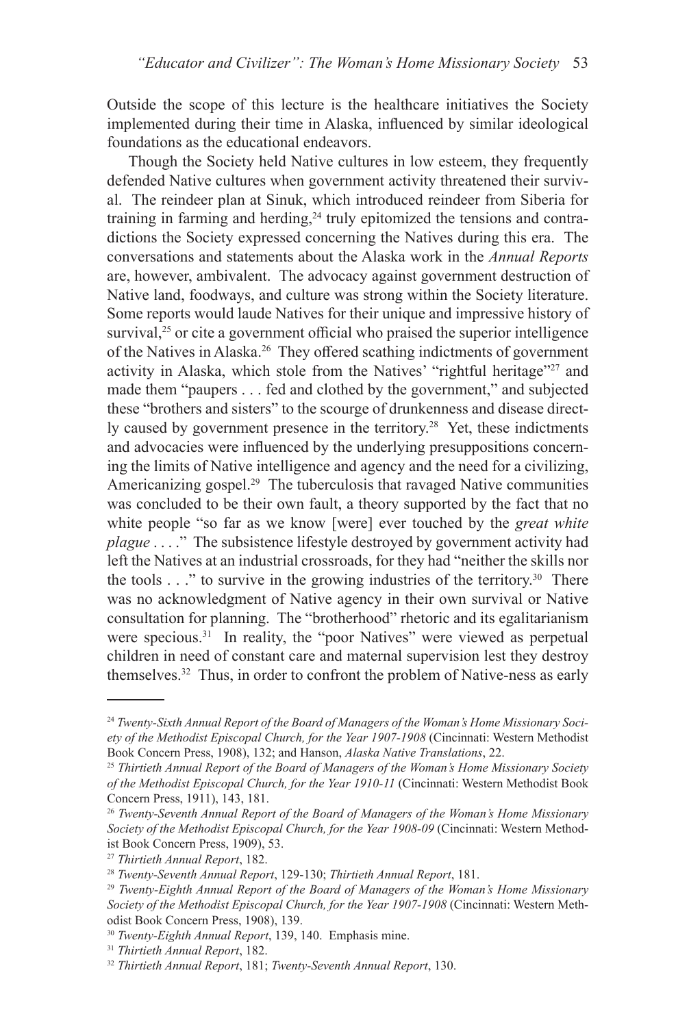Outside the scope of this lecture is the healthcare initiatives the Society implemented during their time in Alaska, influenced by similar ideological foundations as the educational endeavors.

Though the Society held Native cultures in low esteem, they frequently defended Native cultures when government activity threatened their survival. The reindeer plan at Sinuk, which introduced reindeer from Siberia for training in farming and herding,[24] truly epitomized the tensions and contradictions the Society expressed concerning the Natives during this era. The conversations and statements about the Alaska work in the *Annual Reports* are, however, ambivalent. The advocacy against government destruction of Native land, foodways, and culture was strong within the Society literature. Some reports would laude Natives for their unique and impressive history of survival,[25] or cite a government official who praised the superior intelligence of the Natives in Alaska.[26] They offered scathing indictments of government activity in Alaska, which stole from the Natives' "rightful heritage"[27] and made them "paupers . . . fed and clothed by the government," and subjected these "brothers and sisters" to the scourge of drunkenness and disease directly caused by government presence in the territory.[28] Yet, these indictments and advocacies were influenced by the underlying presuppositions concerning the limits of Native intelligence and agency and the need for a civilizing, Americanizing gospel.[29] The tuberculosis that ravaged Native communities was concluded to be their own fault, a theory supported by the fact that no white people "so far as we know [were] ever touched by the *great white plague* . . . ." The subsistence lifestyle destroyed by government activity had left the Natives at an industrial crossroads, for they had "neither the skills nor the tools . . ." to survive in the growing industries of the territory.[30] There was no acknowledgment of Native agency in their own survival or Native consultation for planning. The "brotherhood" rhetoric and its egalitarianism were specious.[31] In reality, the "poor Natives" were viewed as perpetual children in need of constant care and maternal supervision lest they destroy themselves.[32] Thus, in order to confront the problem of Native-ness as early

---

[24] *Twenty-Sixth Annual Report of the Board of Managers of the Woman's Home Missionary Society of the Methodist Episcopal Church, for the Year 1907-1908* (Cincinnati: Western Methodist Book Concern Press, 1908), 132; and Hanson, *Alaska Native Translations*, 22.

[25] *Thirtieth Annual Report of the Board of Managers of the Woman's Home Missionary Society of the Methodist Episcopal Church, for the Year 1910-11* (Cincinnati: Western Methodist Book Concern Press, 1911), 143, 181.

[26] *Twenty-Seventh Annual Report of the Board of Managers of the Woman's Home Missionary Society of the Methodist Episcopal Church, for the Year 1908-09* (Cincinnati: Western Methodist Book Concern Press, 1909), 53.

[27] *Thirtieth Annual Report*, 182.

[28] *Twenty-Seventh Annual Report*, 129-130; *Thirtieth Annual Report*, 181.

[29] *Twenty-Eighth Annual Report of the Board of Managers of the Woman's Home Missionary Society of the Methodist Episcopal Church, for the Year 1907-1908* (Cincinnati: Western Methodist Book Concern Press, 1908), 139.

[30] *Twenty-Eighth Annual Report*, 139, 140. Emphasis mine.

[31] *Thirtieth Annual Report*, 182.

[32] *Thirtieth Annual Report*, 181; *Twenty-Seventh Annual Report*, 130.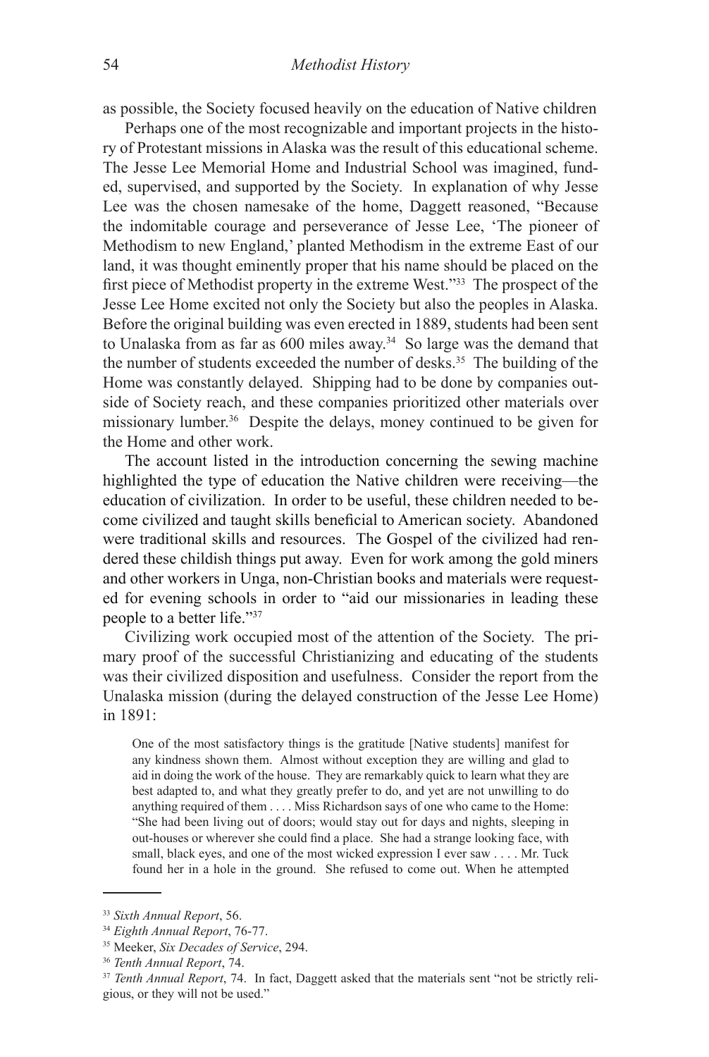as possible, the Society focused heavily on the education of Native children

Perhaps one of the most recognizable and important projects in the history of Protestant missions in Alaska was the result of this educational scheme. The Jesse Lee Memorial Home and Industrial School was imagined, funded, supervised, and supported by the Society. In explanation of why Jesse Lee was the chosen namesake of the home, Daggett reasoned, "Because the indomitable courage and perseverance of Jesse Lee, 'The pioneer of Methodism to new England,' planted Methodism in the extreme East of our land, it was thought eminently proper that his name should be placed on the first piece of Methodist property in the extreme West."[33] The prospect of the Jesse Lee Home excited not only the Society but also the peoples in Alaska. Before the original building was even erected in 1889, students had been sent to Unalaska from as far as 600 miles away.[34] So large was the demand that the number of students exceeded the number of desks.[35] The building of the Home was constantly delayed. Shipping had to be done by companies outside of Society reach, and these companies prioritized other materials over missionary lumber.[36] Despite the delays, money continued to be given for the Home and other work.

The account listed in the introduction concerning the sewing machine highlighted the type of education the Native children were receiving—the education of civilization. In order to be useful, these children needed to become civilized and taught skills beneficial to American society. Abandoned were traditional skills and resources. The Gospel of the civilized had rendered these childish things put away. Even for work among the gold miners and other workers in Unga, non-Christian books and materials were requested for evening schools in order to "aid our missionaries in leading these people to a better life."[37]

Civilizing work occupied most of the attention of the Society. The primary proof of the successful Christianizing and educating of the students was their civilized disposition and usefulness. Consider the report from the Unalaska mission (during the delayed construction of the Jesse Lee Home) in 1891:

> One of the most satisfactory things is the gratitude [Native students] manifest for any kindness shown them. Almost without exception they are willing and glad to aid in doing the work of the house. They are remarkably quick to learn what they are best adapted to, and what they greatly prefer to do, and yet are not unwilling to do anything required of them . . . . Miss Richardson says of one who came to the Home: "She had been living out of doors; would stay out for days and nights, sleeping in out-houses or wherever she could find a place. She had a strange looking face, with small, black eyes, and one of the most wicked expression I ever saw . . . . Mr. Tuck found her in a hole in the ground. She refused to come out. When he attempted

[33] *Sixth Annual Report*, 56.

[34] *Eighth Annual Report*, 76-77.

[35] Meeker, *Six Decades of Service*, 294.

[36] *Tenth Annual Report*, 74.

[37] *Tenth Annual Report*, 74. In fact, Daggett asked that the materials sent "not be strictly religious, or they will not be used."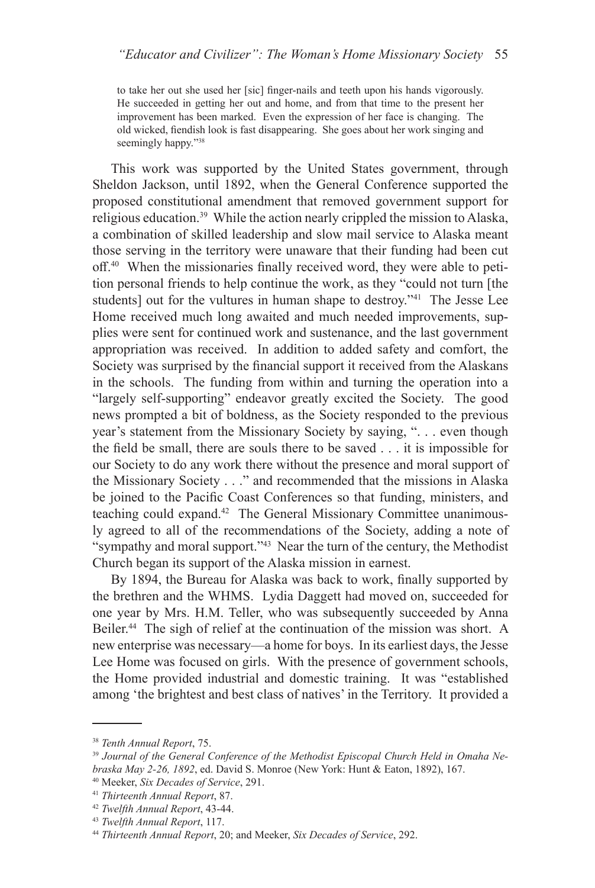to take her out she used her [sic] finger-nails and teeth upon his hands vigorously. He succeeded in getting her out and home, and from that time to the present her improvement has been marked. Even the expression of her face is changing. The old wicked, fiendish look is fast disappearing. She goes about her work singing and seemingly happy."[38]

This work was supported by the United States government, through Sheldon Jackson, until 1892, when the General Conference supported the proposed constitutional amendment that removed government support for religious education.[39] While the action nearly crippled the mission to Alaska, a combination of skilled leadership and slow mail service to Alaska meant those serving in the territory were unaware that their funding had been cut off.[40] When the missionaries finally received word, they were able to petition personal friends to help continue the work, as they "could not turn [the students] out for the vultures in human shape to destroy."[41] The Jesse Lee Home received much long awaited and much needed improvements, supplies were sent for continued work and sustenance, and the last government appropriation was received. In addition to added safety and comfort, the Society was surprised by the financial support it received from the Alaskans in the schools. The funding from within and turning the operation into a "largely self-supporting" endeavor greatly excited the Society. The good news prompted a bit of boldness, as the Society responded to the previous year's statement from the Missionary Society by saying, ". . . even though the field be small, there are souls there to be saved . . . it is impossible for our Society to do any work there without the presence and moral support of the Missionary Society . . ." and recommended that the missions in Alaska be joined to the Pacific Coast Conferences so that funding, ministers, and teaching could expand.[42] The General Missionary Committee unanimously agreed to all of the recommendations of the Society, adding a note of "sympathy and moral support."[43] Near the turn of the century, the Methodist Church began its support of the Alaska mission in earnest.

By 1894, the Bureau for Alaska was back to work, finally supported by the brethren and the WHMS. Lydia Daggett had moved on, succeeded for one year by Mrs. H.M. Teller, who was subsequently succeeded by Anna Beiler.[44] The sigh of relief at the continuation of the mission was short. A new enterprise was necessary—a home for boys. In its earliest days, the Jesse Lee Home was focused on girls. With the presence of government schools, the Home provided industrial and domestic training. It was "established among 'the brightest and best class of natives' in the Territory. It provided a

---

[38] *Tenth Annual Report*, 75.

[39] *Journal of the General Conference of the Methodist Episcopal Church Held in Omaha Nebraska May 2-26, 1892*, ed. David S. Monroe (New York: Hunt & Eaton, 1892), 167.

[40] Meeker, *Six Decades of Service*, 291.

[41] *Thirteenth Annual Report*, 87.

[42] *Twelfth Annual Report*, 43-44.

[43] *Twelfth Annual Report*, 117.

[44] *Thirteenth Annual Report*, 20; and Meeker, *Six Decades of Service*, 292.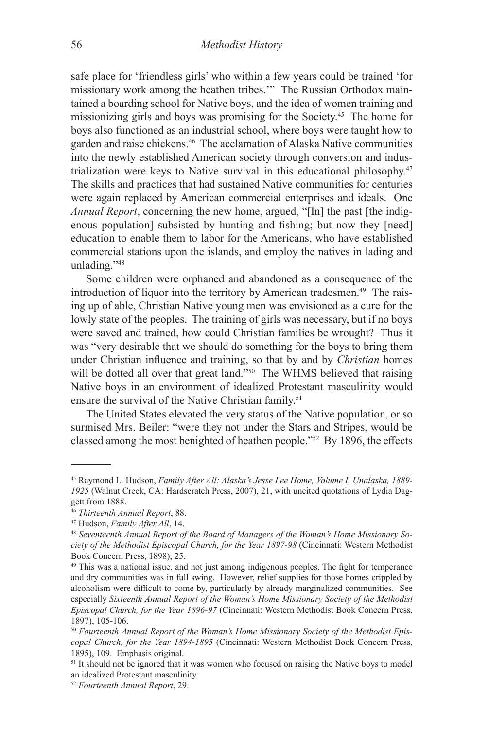safe place for 'friendless girls' who within a few years could be trained 'for missionary work among the heathen tribes.'" The Russian Orthodox maintained a boarding school for Native boys, and the idea of women training and missionizing girls and boys was promising for the Society.[45] The home for boys also functioned as an industrial school, where boys were taught how to garden and raise chickens.[46] The acclamation of Alaska Native communities into the newly established American society through conversion and industrialization were keys to Native survival in this educational philosophy.[47] The skills and practices that had sustained Native communities for centuries were again replaced by American commercial enterprises and ideals. One *Annual Report*, concerning the new home, argued, "[In] the past [the indigenous population] subsisted by hunting and fishing; but now they [need] education to enable them to labor for the Americans, who have established commercial stations upon the islands, and employ the natives in lading and unlading."[48]

Some children were orphaned and abandoned as a consequence of the introduction of liquor into the territory by American tradesmen.[49] The raising up of able, Christian Native young men was envisioned as a cure for the lowly state of the peoples. The training of girls was necessary, but if no boys were saved and trained, how could Christian families be wrought? Thus it was "very desirable that we should do something for the boys to bring them under Christian influence and training, so that by and by *Christian* homes will be dotted all over that great land."[50] The WHMS believed that raising Native boys in an environment of idealized Protestant masculinity would ensure the survival of the Native Christian family.[51]

The United States elevated the very status of the Native population, or so surmised Mrs. Beiler: "were they not under the Stars and Stripes, would be classed among the most benighted of heathen people."[52] By 1896, the effects

---

[45] Raymond L. Hudson, *Family After All: Alaska's Jesse Lee Home, Volume I, Unalaska, 1889-1925* (Walnut Creek, CA: Hardscratch Press, 2007), 21, with uncited quotations of Lydia Daggett from 1888.

[46] *Thirteenth Annual Report*, 88.

[47] Hudson, *Family After All*, 14.

[48] *Seventeenth Annual Report of the Board of Managers of the Woman's Home Missionary Society of the Methodist Episcopal Church, for the Year 1897-98* (Cincinnati: Western Methodist Book Concern Press, 1898), 25.

[49] This was a national issue, and not just among indigenous peoples. The fight for temperance and dry communities was in full swing. However, relief supplies for those homes crippled by alcoholism were difficult to come by, particularly by already marginalized communities. See especially *Sixteenth Annual Report of the Woman's Home Missionary Society of the Methodist Episcopal Church, for the Year 1896-97* (Cincinnati: Western Methodist Book Concern Press, 1897), 105-106.

[50] *Fourteenth Annual Report of the Woman's Home Missionary Society of the Methodist Episcopal Church, for the Year 1894-1895* (Cincinnati: Western Methodist Book Concern Press, 1895), 109. Emphasis original.

[51] It should not be ignored that it was women who focused on raising the Native boys to model an idealized Protestant masculinity.

[52] *Fourteenth Annual Report*, 29.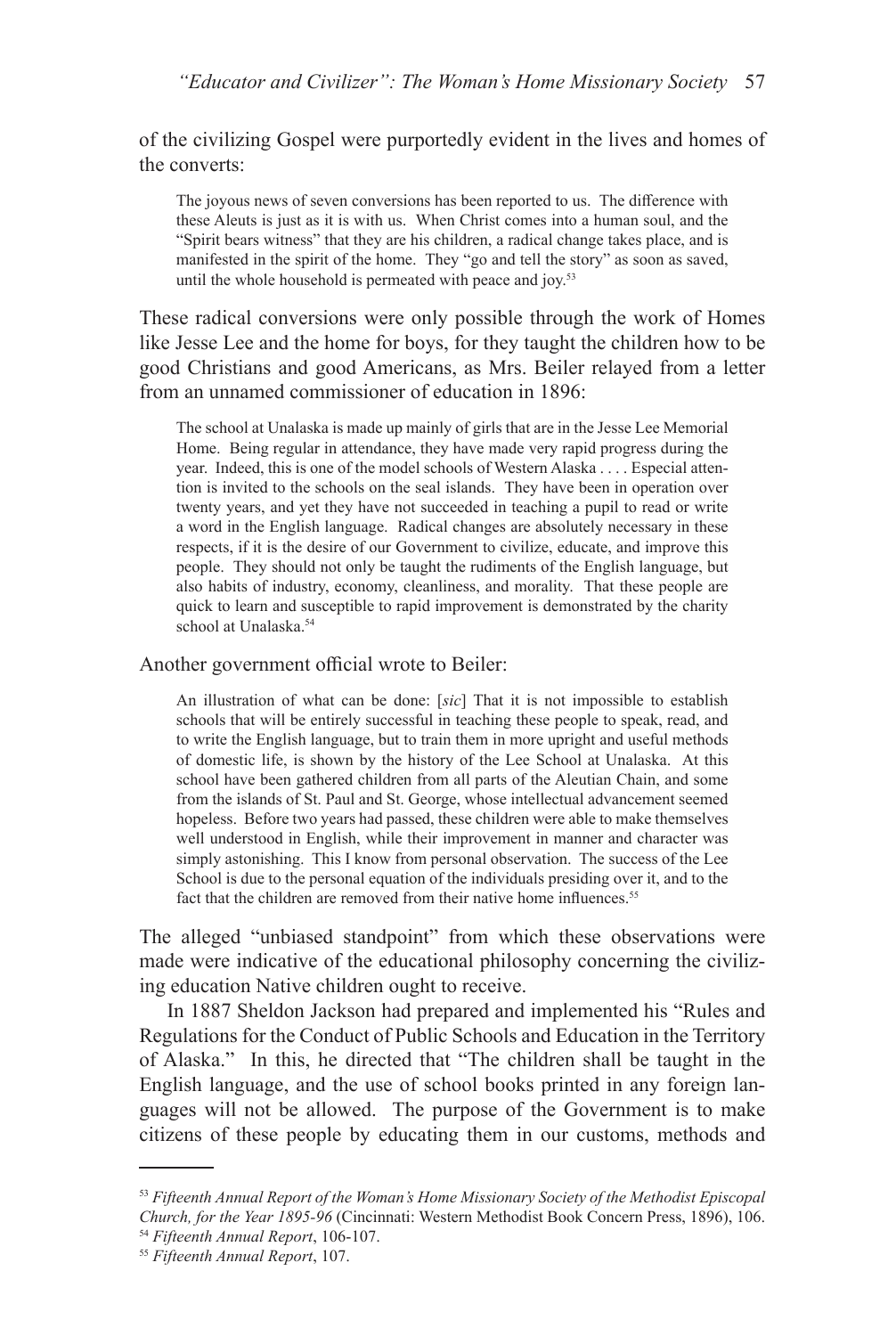of the civilizing Gospel were purportedly evident in the lives and homes of the converts:

> The joyous news of seven conversions has been reported to us. The difference with these Aleuts is just as it is with us. When Christ comes into a human soul, and the "Spirit bears witness" that they are his children, a radical change takes place, and is manifested in the spirit of the home. They "go and tell the story" as soon as saved, until the whole household is permeated with peace and joy.[53]

These radical conversions were only possible through the work of Homes like Jesse Lee and the home for boys, for they taught the children how to be good Christians and good Americans, as Mrs. Beiler relayed from a letter from an unnamed commissioner of education in 1896:

> The school at Unalaska is made up mainly of girls that are in the Jesse Lee Memorial Home. Being regular in attendance, they have made very rapid progress during the year. Indeed, this is one of the model schools of Western Alaska . . . . Especial attention is invited to the schools on the seal islands. They have been in operation over twenty years, and yet they have not succeeded in teaching a pupil to read or write a word in the English language. Radical changes are absolutely necessary in these respects, if it is the desire of our Government to civilize, educate, and improve this people. They should not only be taught the rudiments of the English language, but also habits of industry, economy, cleanliness, and morality. That these people are quick to learn and susceptible to rapid improvement is demonstrated by the charity school at Unalaska.[54]

Another government official wrote to Beiler:

> An illustration of what can be done: [*sic*] That it is not impossible to establish schools that will be entirely successful in teaching these people to speak, read, and to write the English language, but to train them in more upright and useful methods of domestic life, is shown by the history of the Lee School at Unalaska. At this school have been gathered children from all parts of the Aleutian Chain, and some from the islands of St. Paul and St. George, whose intellectual advancement seemed hopeless. Before two years had passed, these children were able to make themselves well understood in English, while their improvement in manner and character was simply astonishing. This I know from personal observation. The success of the Lee School is due to the personal equation of the individuals presiding over it, and to the fact that the children are removed from their native home influences.[55]

The alleged "unbiased standpoint" from which these observations were made were indicative of the educational philosophy concerning the civilizing education Native children ought to receive.

In 1887 Sheldon Jackson had prepared and implemented his "Rules and Regulations for the Conduct of Public Schools and Education in the Territory of Alaska." In this, he directed that "The children shall be taught in the English language, and the use of school books printed in any foreign languages will not be allowed. The purpose of the Government is to make citizens of these people by educating them in our customs, methods and

---

[53] *Fifteenth Annual Report of the Woman's Home Missionary Society of the Methodist Episcopal Church, for the Year 1895-96* (Cincinnati: Western Methodist Book Concern Press, 1896), 106.

[54] *Fifteenth Annual Report*, 106-107.

[55] *Fifteenth Annual Report*, 107.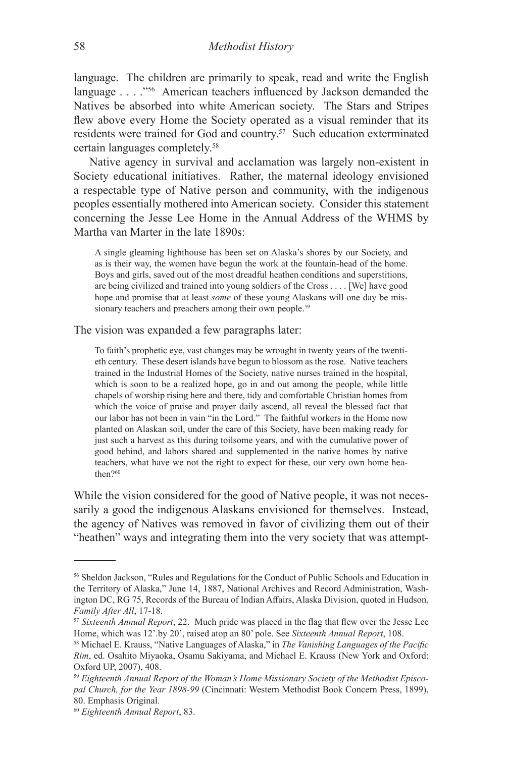language. The children are primarily to speak, read and write the English language . . . ."[56] American teachers influenced by Jackson demanded the Natives be absorbed into white American society. The Stars and Stripes flew above every Home the Society operated as a visual reminder that its residents were trained for God and country.[57] Such education exterminated certain languages completely.[58]

Native agency in survival and acclamation was largely non-existent in Society educational initiatives. Rather, the maternal ideology envisioned a respectable type of Native person and community, with the indigenous peoples essentially mothered into American society. Consider this statement concerning the Jesse Lee Home in the Annual Address of the WHMS by Martha van Marter in the late 1890s:

> A single gleaming lighthouse has been set on Alaska's shores by our Society, and as is their way, the women have begun the work at the fountain-head of the home. Boys and girls, saved out of the most dreadful heathen conditions and superstitions, are being civilized and trained into young soldiers of the Cross . . . . [We] have good hope and promise that at least *some* of these young Alaskans will one day be missionary teachers and preachers among their own people.[59]

The vision was expanded a few paragraphs later:

> To faith's prophetic eye, vast changes may be wrought in twenty years of the twentieth century. These desert islands have begun to blossom as the rose. Native teachers trained in the Industrial Homes of the Society, native nurses trained in the hospital, which is soon to be a realized hope, go in and out among the people, while little chapels of worship rising here and there, tidy and comfortable Christian homes from which the voice of praise and prayer daily ascend, all reveal the blessed fact that our labor has not been in vain "in the Lord." The faithful workers in the Home now planted on Alaskan soil, under the care of this Society, have been making ready for just such a harvest as this during toilsome years, and with the cumulative power of good behind, and labors shared and supplemented in the native homes by native teachers, what have we not the right to expect for these, our very own home heathen?[60]

While the vision considered for the good of Native people, it was not necessarily a good the indigenous Alaskans envisioned for themselves. Instead, the agency of Natives was removed in favor of civilizing them out of their "heathen" ways and integrating them into the very society that was attempt-

---

[56] Sheldon Jackson, "Rules and Regulations for the Conduct of Public Schools and Education in the Territory of Alaska," June 14, 1887, National Archives and Record Administration, Washington DC, RG 75, Records of the Bureau of Indian Affairs, Alaska Division, quoted in Hudson, *Family After All*, 17-18.

[57] *Sixteenth Annual Report*, 22. Much pride was placed in the flag that flew over the Jesse Lee Home, which was 12'.by 20', raised atop an 80' pole. See *Sixteenth Annual Report*, 108.

[58] Michael E. Krauss, "Native Languages of Alaska," in *The Vanishing Languages of the Pacific Rim*, ed. Osahito Miyaoka, Osamu Sakiyama, and Michael E. Krauss (New York and Oxford: Oxford UP, 2007), 408.

[59] *Eighteenth Annual Report of the Woman's Home Missionary Society of the Methodist Episcopal Church, for the Year 1898-99* (Cincinnati: Western Methodist Book Concern Press, 1899), 80. Emphasis Original.

[60] *Eighteenth Annual Report*, 83.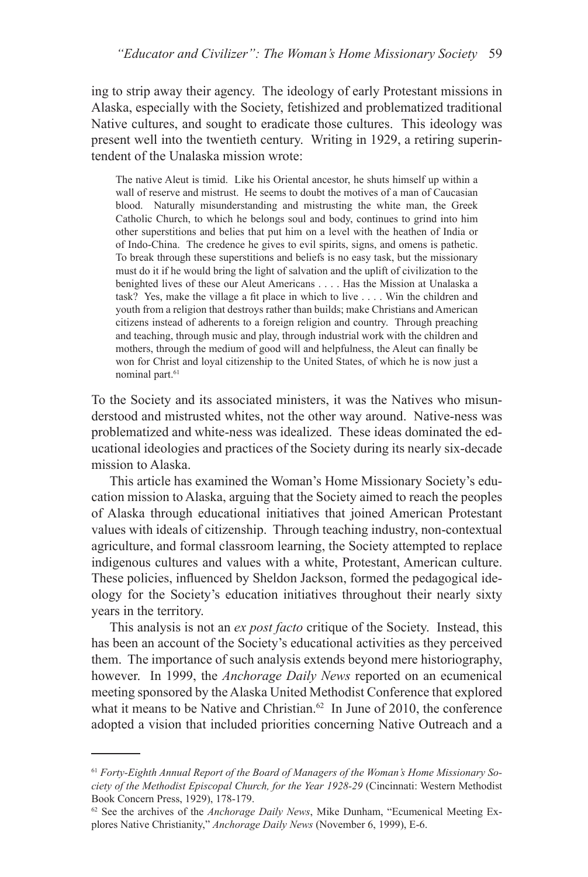ing to strip away their agency. The ideology of early Protestant missions in Alaska, especially with the Society, fetishized and problematized traditional Native cultures, and sought to eradicate those cultures. This ideology was present well into the twentieth century. Writing in 1929, a retiring superintendent of the Unalaska mission wrote:

> The native Aleut is timid. Like his Oriental ancestor, he shuts himself up within a wall of reserve and mistrust. He seems to doubt the motives of a man of Caucasian blood. Naturally misunderstanding and mistrusting the white man, the Greek Catholic Church, to which he belongs soul and body, continues to grind into him other superstitions and belies that put him on a level with the heathen of India or of Indo-China. The credence he gives to evil spirits, signs, and omens is pathetic. To break through these superstitions and beliefs is no easy task, but the missionary must do it if he would bring the light of salvation and the uplift of civilization to the benighted lives of these our Aleut Americans . . . . Has the Mission at Unalaska a task? Yes, make the village a fit place in which to live . . . . Win the children and youth from a religion that destroys rather than builds; make Christians and American citizens instead of adherents to a foreign religion and country. Through preaching and teaching, through music and play, through industrial work with the children and mothers, through the medium of good will and helpfulness, the Aleut can finally be won for Christ and loyal citizenship to the United States, of which he is now just a nominal part.[61]

To the Society and its associated ministers, it was the Natives who misunderstood and mistrusted whites, not the other way around. Native-ness was problematized and white-ness was idealized. These ideas dominated the educational ideologies and practices of the Society during its nearly six-decade mission to Alaska.

This article has examined the Woman's Home Missionary Society's education mission to Alaska, arguing that the Society aimed to reach the peoples of Alaska through educational initiatives that joined American Protestant values with ideals of citizenship. Through teaching industry, non-contextual agriculture, and formal classroom learning, the Society attempted to replace indigenous cultures and values with a white, Protestant, American culture. These policies, influenced by Sheldon Jackson, formed the pedagogical ideology for the Society's education initiatives throughout their nearly sixty years in the territory.

This analysis is not an *ex post facto* critique of the Society. Instead, this has been an account of the Society's educational activities as they perceived them. The importance of such analysis extends beyond mere historiography, however. In 1999, the *Anchorage Daily News* reported on an ecumenical meeting sponsored by the Alaska United Methodist Conference that explored what it means to be Native and Christian.[62] In June of 2010, the conference adopted a vision that included priorities concerning Native Outreach and a

---

[61] *Forty-Eighth Annual Report of the Board of Managers of the Woman's Home Missionary Society of the Methodist Episcopal Church, for the Year 1928-29* (Cincinnati: Western Methodist Book Concern Press, 1929), 178-179.

[62] See the archives of the *Anchorage Daily News*, Mike Dunham, "Ecumenical Meeting Explores Native Christianity," *Anchorage Daily News* (November 6, 1999), E-6.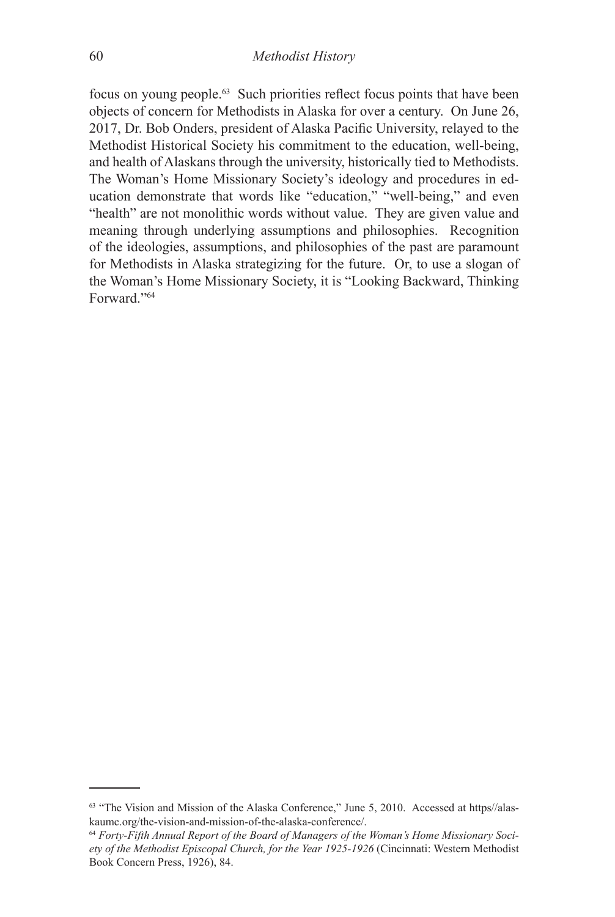focus on young people.[63] Such priorities reflect focus points that have been objects of concern for Methodists in Alaska for over a century. On June 26, 2017, Dr. Bob Onders, president of Alaska Pacific University, relayed to the Methodist Historical Society his commitment to the education, well-being, and health of Alaskans through the university, historically tied to Methodists. The Woman's Home Missionary Society's ideology and procedures in education demonstrate that words like "education," "well-being," and even "health" are not monolithic words without value. They are given value and meaning through underlying assumptions and philosophies. Recognition of the ideologies, assumptions, and philosophies of the past are paramount for Methodists in Alaska strategizing for the future. Or, to use a slogan of the Woman's Home Missionary Society, it is "Looking Backward, Thinking Forward."[64]

---

[63] "The Vision and Mission of the Alaska Conference," June 5, 2010. Accessed at https//alaskaumc.org/the-vision-and-mission-of-the-alaska-conference/.

[64] *Forty-Fifth Annual Report of the Board of Managers of the Woman's Home Missionary Society of the Methodist Episcopal Church, for the Year 1925-1926* (Cincinnati: Western Methodist Book Concern Press, 1926), 84.